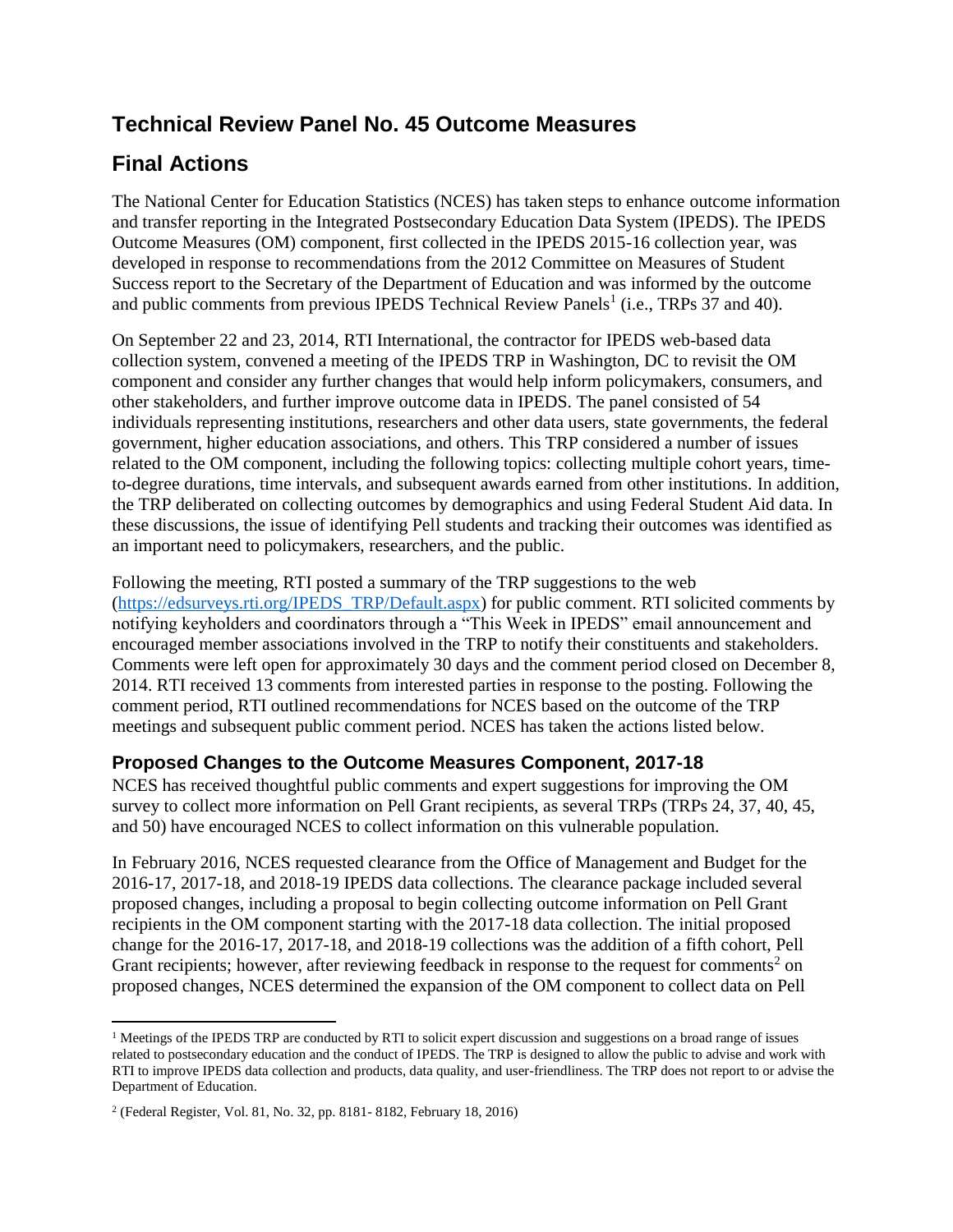# Technical Review Panel No. 45 Outcome Measures

# Final Actions

The National Center for Education Statistics (NCES) has taken steps to enhance outcome information and transfer reporting in the Integrated Postsecondary Education Data System (IPEDS). The IPEDS Outcome Measures (OM) component, first collected in the IPEDS 2015-16 collection year, was developed in response to recommendations from the 2012 Committee on Measures of Student Success report to the Secretary of the Department of Education and was informed by the outcome and public comments from previous IPEDS Technical Review Panels[1] (i.e., TRPs 37 and 40).

On September 22 and 23, 2014, RTI International, the contractor for IPEDS web-based data collection system, convened a meeting of the IPEDS TRP in Washington, DC to revisit the OM component and consider any further changes that would help inform policymakers, consumers, and other stakeholders, and further improve outcome data in IPEDS. The panel consisted of 54 individuals representing institutions, researchers and other data users, state governments, the federal government, higher education associations, and others. This TRP considered a number of issues related to the OM component, including the following topics: collecting multiple cohort years, time-to-degree durations, time intervals, and subsequent awards earned from other institutions. In addition, the TRP deliberated on collecting outcomes by demographics and using Federal Student Aid data. In these discussions, the issue of identifying Pell students and tracking their outcomes was identified as an important need to policymakers, researchers, and the public.

Following the meeting, RTI posted a summary of the TRP suggestions to the web (https://edsurveys.rti.org/IPEDS_TRP/Default.aspx) for public comment. RTI solicited comments by notifying keyholders and coordinators through a "This Week in IPEDS" email announcement and encouraged member associations involved in the TRP to notify their constituents and stakeholders. Comments were left open for approximately 30 days and the comment period closed on December 8, 2014. RTI received 13 comments from interested parties in response to the posting. Following the comment period, RTI outlined recommendations for NCES based on the outcome of the TRP meetings and subsequent public comment period. NCES has taken the actions listed below.

### Proposed Changes to the Outcome Measures Component, 2017-18

NCES has received thoughtful public comments and expert suggestions for improving the OM survey to collect more information on Pell Grant recipients, as several TRPs (TRPs 24, 37, 40, 45, and 50) have encouraged NCES to collect information on this vulnerable population.

In February 2016, NCES requested clearance from the Office of Management and Budget for the 2016-17, 2017-18, and 2018-19 IPEDS data collections. The clearance package included several proposed changes, including a proposal to begin collecting outcome information on Pell Grant recipients in the OM component starting with the 2017-18 data collection. The initial proposed change for the 2016-17, 2017-18, and 2018-19 collections was the addition of a fifth cohort, Pell Grant recipients; however, after reviewing feedback in response to the request for comments[2] on proposed changes, NCES determined the expansion of the OM component to collect data on Pell

---

[1] Meetings of the IPEDS TRP are conducted by RTI to solicit expert discussion and suggestions on a broad range of issues related to postsecondary education and the conduct of IPEDS. The TRP is designed to allow the public to advise and work with RTI to improve IPEDS data collection and products, data quality, and user-friendliness. The TRP does not report to or advise the Department of Education.

[2] (Federal Register, Vol. 81, No. 32, pp. 8181- 8182, February 18, 2016)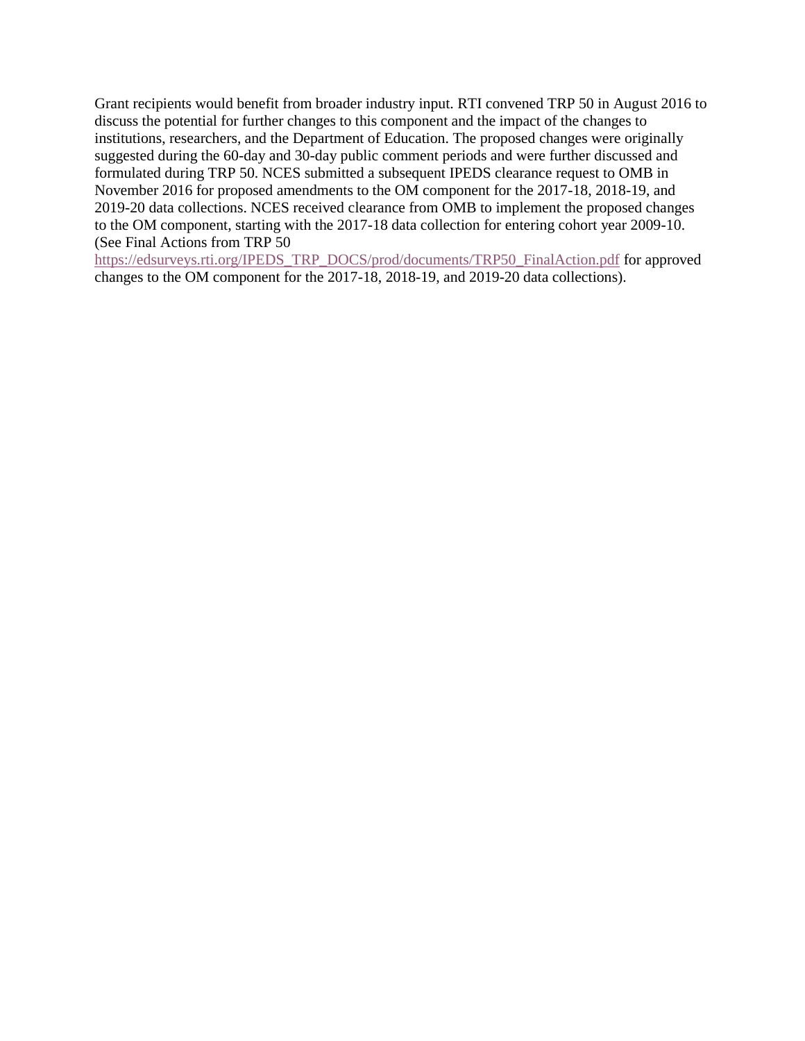Grant recipients would benefit from broader industry input. RTI convened TRP 50 in August 2016 to discuss the potential for further changes to this component and the impact of the changes to institutions, researchers, and the Department of Education. The proposed changes were originally suggested during the 60-day and 30-day public comment periods and were further discussed and formulated during TRP 50. NCES submitted a subsequent IPEDS clearance request to OMB in November 2016 for proposed amendments to the OM component for the 2017-18, 2018-19, and 2019-20 data collections. NCES received clearance from OMB to implement the proposed changes to the OM component, starting with the 2017-18 data collection for entering cohort year 2009-10. (See Final Actions from TRP 50 https://edsurveys.rti.org/IPEDS_TRP_DOCS/prod/documents/TRP50_FinalAction.pdf for approved changes to the OM component for the 2017-18, 2018-19, and 2019-20 data collections).